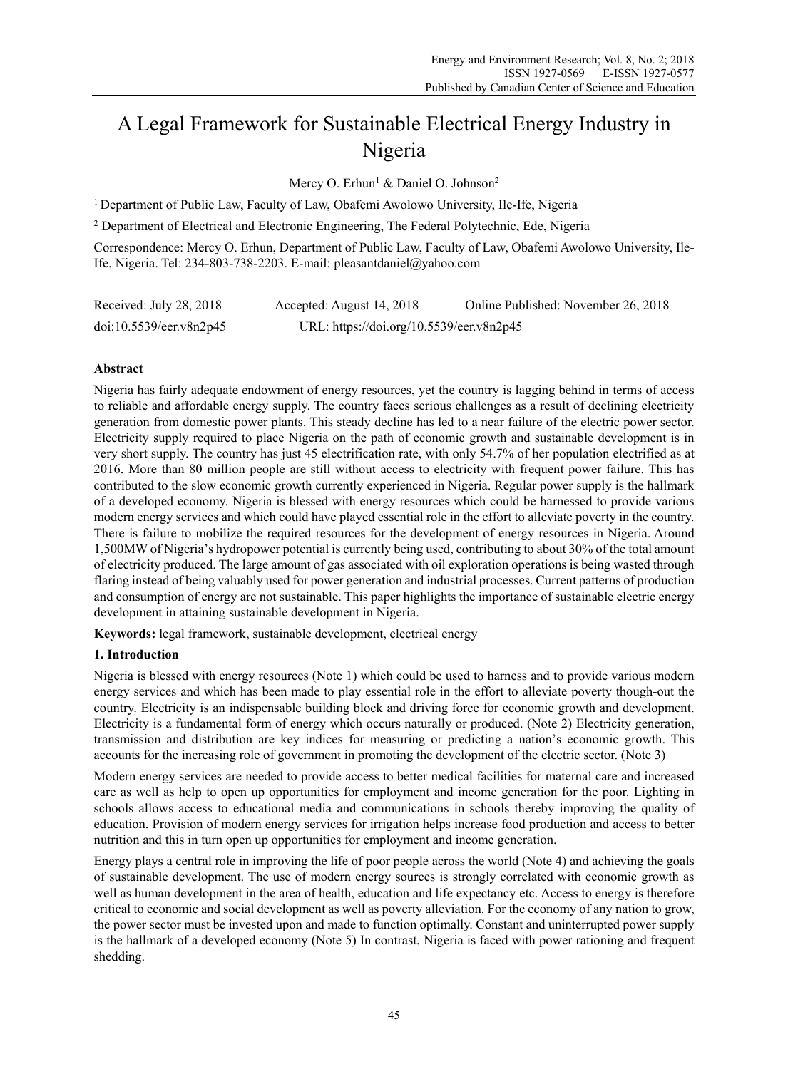# A Legal Framework for Sustainable Electrical Energy Industry in Nigeria

Mercy O. Erhun[1] & Daniel O. Johnson[2]

[1] Department of Public Law, Faculty of Law, Obafemi Awolowo University, Ile-Ife, Nigeria

[2] Department of Electrical and Electronic Engineering, The Federal Polytechnic, Ede, Nigeria

Correspondence: Mercy O. Erhun, Department of Public Law, Faculty of Law, Obafemi Awolowo University, Ile-Ife, Nigeria. Tel: 234-803-738-2203. E-mail: pleasantdaniel@yahoo.com

Received: July 28, 2018 Accepted: August 14, 2018 Online Published: November 26, 2018

doi:10.5539/eer.v8n2p45 URL: https://doi.org/10.5539/eer.v8n2p45

## Abstract

Nigeria has fairly adequate endowment of energy resources, yet the country is lagging behind in terms of access to reliable and affordable energy supply. The country faces serious challenges as a result of declining electricity generation from domestic power plants. This steady decline has led to a near failure of the electric power sector. Electricity supply required to place Nigeria on the path of economic growth and sustainable development is in very short supply. The country has just 45 electrification rate, with only 54.7% of her population electrified as at 2016. More than 80 million people are still without access to electricity with frequent power failure. This has contributed to the slow economic growth currently experienced in Nigeria. Regular power supply is the hallmark of a developed economy. Nigeria is blessed with energy resources which could be harnessed to provide various modern energy services and which could have played essential role in the effort to alleviate poverty in the country. There is failure to mobilize the required resources for the development of energy resources in Nigeria. Around 1,500MW of Nigeria's hydropower potential is currently being used, contributing to about 30% of the total amount of electricity produced. The large amount of gas associated with oil exploration operations is being wasted through flaring instead of being valuably used for power generation and industrial processes. Current patterns of production and consumption of energy are not sustainable. This paper highlights the importance of sustainable electric energy development in attaining sustainable development in Nigeria.

**Keywords:** legal framework, sustainable development, electrical energy

## 1. Introduction

Nigeria is blessed with energy resources (Note 1) which could be used to harness and to provide various modern energy services and which has been made to play essential role in the effort to alleviate poverty though-out the country. Electricity is an indispensable building block and driving force for economic growth and development. Electricity is a fundamental form of energy which occurs naturally or produced. (Note 2) Electricity generation, transmission and distribution are key indices for measuring or predicting a nation's economic growth. This accounts for the increasing role of government in promoting the development of the electric sector. (Note 3)

Modern energy services are needed to provide access to better medical facilities for maternal care and increased care as well as help to open up opportunities for employment and income generation for the poor. Lighting in schools allows access to educational media and communications in schools thereby improving the quality of education. Provision of modern energy services for irrigation helps increase food production and access to better nutrition and this in turn open up opportunities for employment and income generation.

Energy plays a central role in improving the life of poor people across the world (Note 4) and achieving the goals of sustainable development. The use of modern energy sources is strongly correlated with economic growth as well as human development in the area of health, education and life expectancy etc. Access to energy is therefore critical to economic and social development as well as poverty alleviation. For the economy of any nation to grow, the power sector must be invested upon and made to function optimally. Constant and uninterrupted power supply is the hallmark of a developed economy (Note 5) In contrast, Nigeria is faced with power rationing and frequent shedding.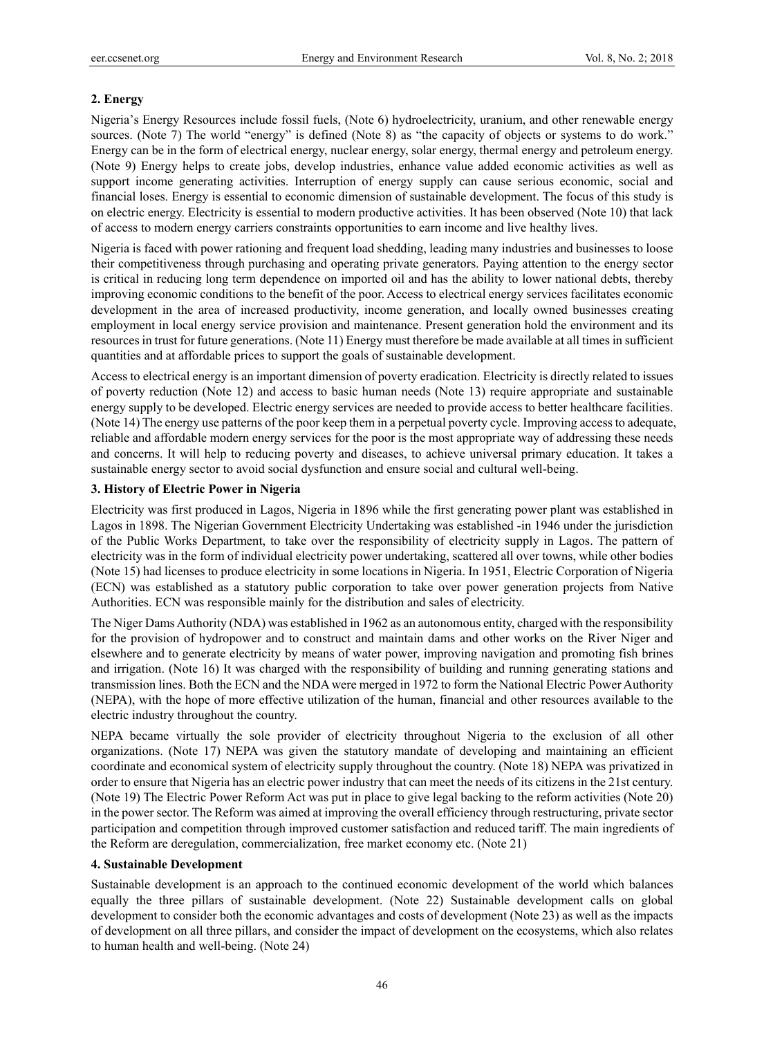## 2. Energy

Nigeria's Energy Resources include fossil fuels, (Note 6) hydroelectricity, uranium, and other renewable energy sources. (Note 7) The world "energy" is defined (Note 8) as "the capacity of objects or systems to do work." Energy can be in the form of electrical energy, nuclear energy, solar energy, thermal energy and petroleum energy. (Note 9) Energy helps to create jobs, develop industries, enhance value added economic activities as well as support income generating activities. Interruption of energy supply can cause serious economic, social and financial loses. Energy is essential to economic dimension of sustainable development. The focus of this study is on electric energy. Electricity is essential to modern productive activities. It has been observed (Note 10) that lack of access to modern energy carriers constraints opportunities to earn income and live healthy lives.

Nigeria is faced with power rationing and frequent load shedding, leading many industries and businesses to loose their competitiveness through purchasing and operating private generators. Paying attention to the energy sector is critical in reducing long term dependence on imported oil and has the ability to lower national debts, thereby improving economic conditions to the benefit of the poor. Access to electrical energy services facilitates economic development in the area of increased productivity, income generation, and locally owned businesses creating employment in local energy service provision and maintenance. Present generation hold the environment and its resources in trust for future generations. (Note 11) Energy must therefore be made available at all times in sufficient quantities and at affordable prices to support the goals of sustainable development.

Access to electrical energy is an important dimension of poverty eradication. Electricity is directly related to issues of poverty reduction (Note 12) and access to basic human needs (Note 13) require appropriate and sustainable energy supply to be developed. Electric energy services are needed to provide access to better healthcare facilities. (Note 14) The energy use patterns of the poor keep them in a perpetual poverty cycle. Improving access to adequate, reliable and affordable modern energy services for the poor is the most appropriate way of addressing these needs and concerns. It will help to reducing poverty and diseases, to achieve universal primary education. It takes a sustainable energy sector to avoid social dysfunction and ensure social and cultural well-being.

## 3. History of Electric Power in Nigeria

Electricity was first produced in Lagos, Nigeria in 1896 while the first generating power plant was established in Lagos in 1898. The Nigerian Government Electricity Undertaking was established -in 1946 under the jurisdiction of the Public Works Department, to take over the responsibility of electricity supply in Lagos. The pattern of electricity was in the form of individual electricity power undertaking, scattered all over towns, while other bodies (Note 15) had licenses to produce electricity in some locations in Nigeria. In 1951, Electric Corporation of Nigeria (ECN) was established as a statutory public corporation to take over power generation projects from Native Authorities. ECN was responsible mainly for the distribution and sales of electricity.

The Niger Dams Authority (NDA) was established in 1962 as an autonomous entity, charged with the responsibility for the provision of hydropower and to construct and maintain dams and other works on the River Niger and elsewhere and to generate electricity by means of water power, improving navigation and promoting fish brines and irrigation. (Note 16) It was charged with the responsibility of building and running generating stations and transmission lines. Both the ECN and the NDA were merged in 1972 to form the National Electric Power Authority (NEPA), with the hope of more effective utilization of the human, financial and other resources available to the electric industry throughout the country.

NEPA became virtually the sole provider of electricity throughout Nigeria to the exclusion of all other organizations. (Note 17) NEPA was given the statutory mandate of developing and maintaining an efficient coordinate and economical system of electricity supply throughout the country. (Note 18) NEPA was privatized in order to ensure that Nigeria has an electric power industry that can meet the needs of its citizens in the 21st century. (Note 19) The Electric Power Reform Act was put in place to give legal backing to the reform activities (Note 20) in the power sector. The Reform was aimed at improving the overall efficiency through restructuring, private sector participation and competition through improved customer satisfaction and reduced tariff. The main ingredients of the Reform are deregulation, commercialization, free market economy etc. (Note 21)

## 4. Sustainable Development

Sustainable development is an approach to the continued economic development of the world which balances equally the three pillars of sustainable development. (Note 22) Sustainable development calls on global development to consider both the economic advantages and costs of development (Note 23) as well as the impacts of development on all three pillars, and consider the impact of development on the ecosystems, which also relates to human health and well-being. (Note 24)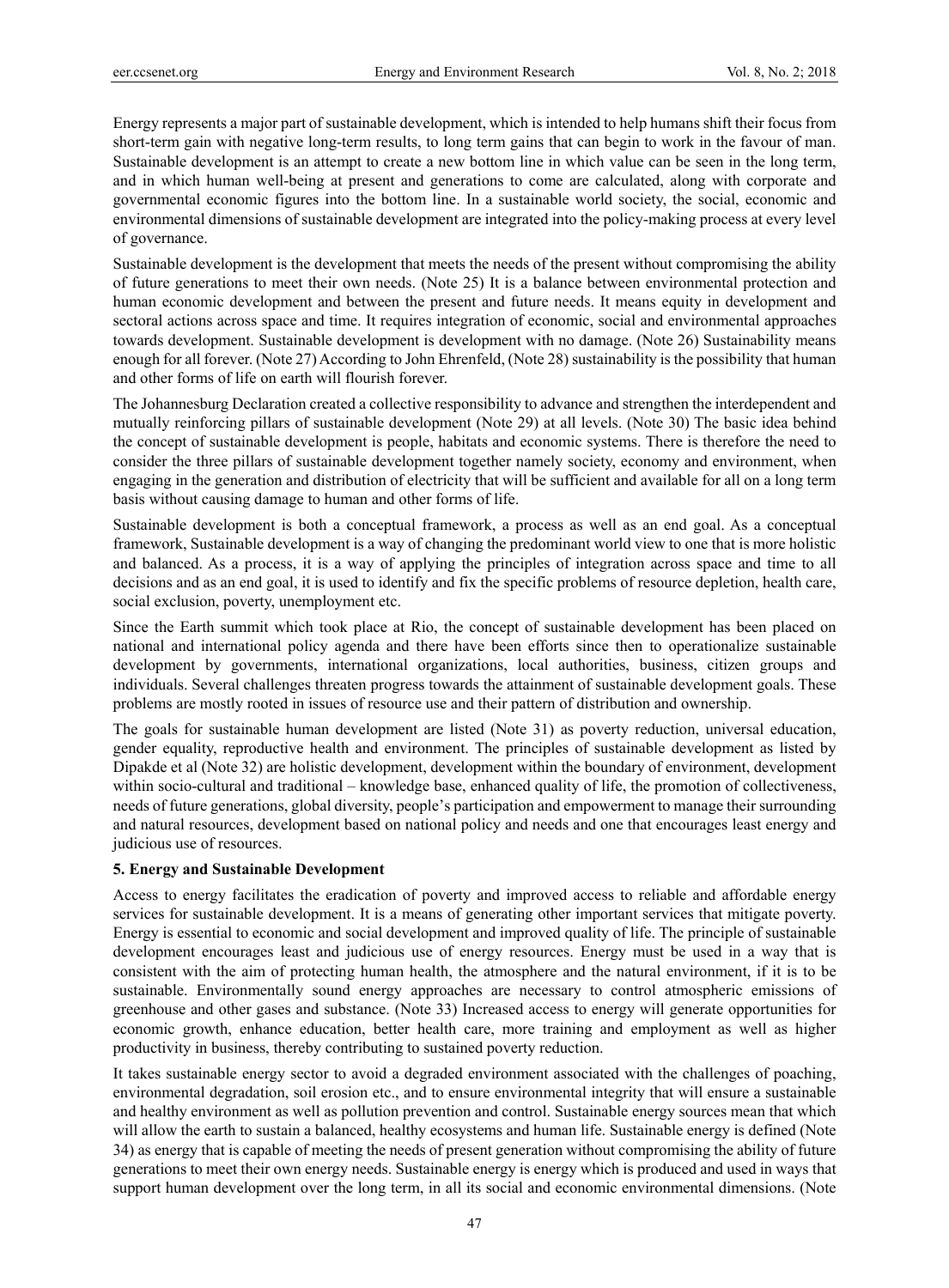Energy represents a major part of sustainable development, which is intended to help humans shift their focus from short-term gain with negative long-term results, to long term gains that can begin to work in the favour of man. Sustainable development is an attempt to create a new bottom line in which value can be seen in the long term, and in which human well-being at present and generations to come are calculated, along with corporate and governmental economic figures into the bottom line. In a sustainable world society, the social, economic and environmental dimensions of sustainable development are integrated into the policy-making process at every level of governance.

Sustainable development is the development that meets the needs of the present without compromising the ability of future generations to meet their own needs. (Note 25) It is a balance between environmental protection and human economic development and between the present and future needs. It means equity in development and sectoral actions across space and time. It requires integration of economic, social and environmental approaches towards development. Sustainable development is development with no damage. (Note 26) Sustainability means enough for all forever. (Note 27) According to John Ehrenfeld, (Note 28) sustainability is the possibility that human and other forms of life on earth will flourish forever.

The Johannesburg Declaration created a collective responsibility to advance and strengthen the interdependent and mutually reinforcing pillars of sustainable development (Note 29) at all levels. (Note 30) The basic idea behind the concept of sustainable development is people, habitats and economic systems. There is therefore the need to consider the three pillars of sustainable development together namely society, economy and environment, when engaging in the generation and distribution of electricity that will be sufficient and available for all on a long term basis without causing damage to human and other forms of life.

Sustainable development is both a conceptual framework, a process as well as an end goal. As a conceptual framework, Sustainable development is a way of changing the predominant world view to one that is more holistic and balanced. As a process, it is a way of applying the principles of integration across space and time to all decisions and as an end goal, it is used to identify and fix the specific problems of resource depletion, health care, social exclusion, poverty, unemployment etc.

Since the Earth summit which took place at Rio, the concept of sustainable development has been placed on national and international policy agenda and there have been efforts since then to operationalize sustainable development by governments, international organizations, local authorities, business, citizen groups and individuals. Several challenges threaten progress towards the attainment of sustainable development goals. These problems are mostly rooted in issues of resource use and their pattern of distribution and ownership.

The goals for sustainable human development are listed (Note 31) as poverty reduction, universal education, gender equality, reproductive health and environment. The principles of sustainable development as listed by Dipakde et al (Note 32) are holistic development, development within the boundary of environment, development within socio-cultural and traditional – knowledge base, enhanced quality of life, the promotion of collectiveness, needs of future generations, global diversity, people's participation and empowerment to manage their surrounding and natural resources, development based on national policy and needs and one that encourages least energy and judicious use of resources.

## 5. Energy and Sustainable Development

Access to energy facilitates the eradication of poverty and improved access to reliable and affordable energy services for sustainable development. It is a means of generating other important services that mitigate poverty. Energy is essential to economic and social development and improved quality of life. The principle of sustainable development encourages least and judicious use of energy resources. Energy must be used in a way that is consistent with the aim of protecting human health, the atmosphere and the natural environment, if it is to be sustainable. Environmentally sound energy approaches are necessary to control atmospheric emissions of greenhouse and other gases and substance. (Note 33) Increased access to energy will generate opportunities for economic growth, enhance education, better health care, more training and employment as well as higher productivity in business, thereby contributing to sustained poverty reduction.

It takes sustainable energy sector to avoid a degraded environment associated with the challenges of poaching, environmental degradation, soil erosion etc., and to ensure environmental integrity that will ensure a sustainable and healthy environment as well as pollution prevention and control. Sustainable energy sources mean that which will allow the earth to sustain a balanced, healthy ecosystems and human life. Sustainable energy is defined (Note 34) as energy that is capable of meeting the needs of present generation without compromising the ability of future generations to meet their own energy needs. Sustainable energy is energy which is produced and used in ways that support human development over the long term, in all its social and economic environmental dimensions. (Note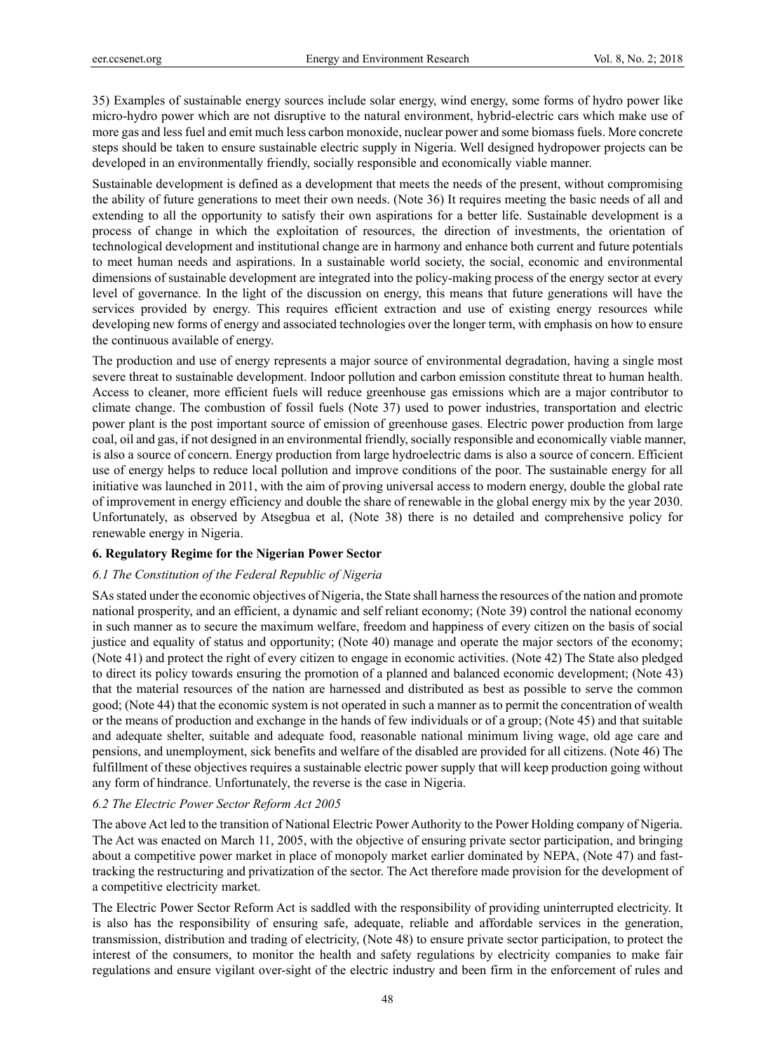35) Examples of sustainable energy sources include solar energy, wind energy, some forms of hydro power like micro-hydro power which are not disruptive to the natural environment, hybrid-electric cars which make use of more gas and less fuel and emit much less carbon monoxide, nuclear power and some biomass fuels. More concrete steps should be taken to ensure sustainable electric supply in Nigeria. Well designed hydropower projects can be developed in an environmentally friendly, socially responsible and economically viable manner.

Sustainable development is defined as a development that meets the needs of the present, without compromising the ability of future generations to meet their own needs. (Note 36) It requires meeting the basic needs of all and extending to all the opportunity to satisfy their own aspirations for a better life. Sustainable development is a process of change in which the exploitation of resources, the direction of investments, the orientation of technological development and institutional change are in harmony and enhance both current and future potentials to meet human needs and aspirations. In a sustainable world society, the social, economic and environmental dimensions of sustainable development are integrated into the policy-making process of the energy sector at every level of governance. In the light of the discussion on energy, this means that future generations will have the services provided by energy. This requires efficient extraction and use of existing energy resources while developing new forms of energy and associated technologies over the longer term, with emphasis on how to ensure the continuous available of energy.

The production and use of energy represents a major source of environmental degradation, having a single most severe threat to sustainable development. Indoor pollution and carbon emission constitute threat to human health. Access to cleaner, more efficient fuels will reduce greenhouse gas emissions which are a major contributor to climate change. The combustion of fossil fuels (Note 37) used to power industries, transportation and electric power plant is the post important source of emission of greenhouse gases. Electric power production from large coal, oil and gas, if not designed in an environmental friendly, socially responsible and economically viable manner, is also a source of concern. Energy production from large hydroelectric dams is also a source of concern. Efficient use of energy helps to reduce local pollution and improve conditions of the poor. The sustainable energy for all initiative was launched in 2011, with the aim of proving universal access to modern energy, double the global rate of improvement in energy efficiency and double the share of renewable in the global energy mix by the year 2030. Unfortunately, as observed by Atsegbua et al, (Note 38) there is no detailed and comprehensive policy for renewable energy in Nigeria.

## 6. Regulatory Regime for the Nigerian Power Sector

### *6.1 The Constitution of the Federal Republic of Nigeria*

SAs stated under the economic objectives of Nigeria, the State shall harness the resources of the nation and promote national prosperity, and an efficient, a dynamic and self reliant economy; (Note 39) control the national economy in such manner as to secure the maximum welfare, freedom and happiness of every citizen on the basis of social justice and equality of status and opportunity; (Note 40) manage and operate the major sectors of the economy; (Note 41) and protect the right of every citizen to engage in economic activities. (Note 42) The State also pledged to direct its policy towards ensuring the promotion of a planned and balanced economic development; (Note 43) that the material resources of the nation are harnessed and distributed as best as possible to serve the common good; (Note 44) that the economic system is not operated in such a manner as to permit the concentration of wealth or the means of production and exchange in the hands of few individuals or of a group; (Note 45) and that suitable and adequate shelter, suitable and adequate food, reasonable national minimum living wage, old age care and pensions, and unemployment, sick benefits and welfare of the disabled are provided for all citizens. (Note 46) The fulfillment of these objectives requires a sustainable electric power supply that will keep production going without any form of hindrance. Unfortunately, the reverse is the case in Nigeria.

### *6.2 The Electric Power Sector Reform Act 2005*

The above Act led to the transition of National Electric Power Authority to the Power Holding company of Nigeria. The Act was enacted on March 11, 2005, with the objective of ensuring private sector participation, and bringing about a competitive power market in place of monopoly market earlier dominated by NEPA, (Note 47) and fast-tracking the restructuring and privatization of the sector. The Act therefore made provision for the development of a competitive electricity market.

The Electric Power Sector Reform Act is saddled with the responsibility of providing uninterrupted electricity. It is also has the responsibility of ensuring safe, adequate, reliable and affordable services in the generation, transmission, distribution and trading of electricity, (Note 48) to ensure private sector participation, to protect the interest of the consumers, to monitor the health and safety regulations by electricity companies to make fair regulations and ensure vigilant over-sight of the electric industry and been firm in the enforcement of rules and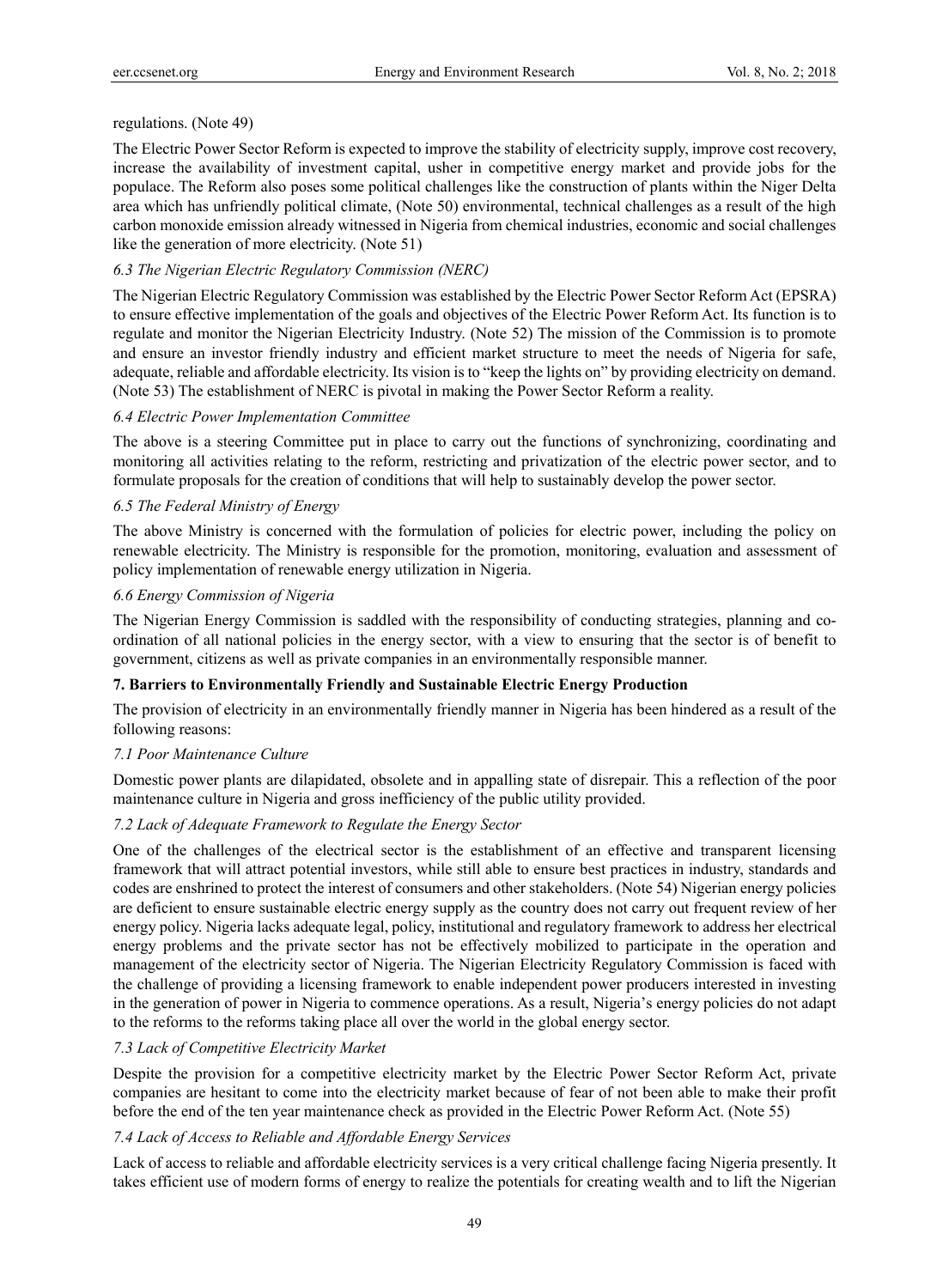regulations. (Note 49)

The Electric Power Sector Reform is expected to improve the stability of electricity supply, improve cost recovery, increase the availability of investment capital, usher in competitive energy market and provide jobs for the populace. The Reform also poses some political challenges like the construction of plants within the Niger Delta area which has unfriendly political climate, (Note 50) environmental, technical challenges as a result of the high carbon monoxide emission already witnessed in Nigeria from chemical industries, economic and social challenges like the generation of more electricity. (Note 51)

### *6.3 The Nigerian Electric Regulatory Commission (NERC)*

The Nigerian Electric Regulatory Commission was established by the Electric Power Sector Reform Act (EPSRA) to ensure effective implementation of the goals and objectives of the Electric Power Reform Act. Its function is to regulate and monitor the Nigerian Electricity Industry. (Note 52) The mission of the Commission is to promote and ensure an investor friendly industry and efficient market structure to meet the needs of Nigeria for safe, adequate, reliable and affordable electricity. Its vision is to "keep the lights on" by providing electricity on demand. (Note 53) The establishment of NERC is pivotal in making the Power Sector Reform a reality.

### *6.4 Electric Power Implementation Committee*

The above is a steering Committee put in place to carry out the functions of synchronizing, coordinating and monitoring all activities relating to the reform, restricting and privatization of the electric power sector, and to formulate proposals for the creation of conditions that will help to sustainably develop the power sector.

### *6.5 The Federal Ministry of Energy*

The above Ministry is concerned with the formulation of policies for electric power, including the policy on renewable electricity. The Ministry is responsible for the promotion, monitoring, evaluation and assessment of policy implementation of renewable energy utilization in Nigeria.

### *6.6 Energy Commission of Nigeria*

The Nigerian Energy Commission is saddled with the responsibility of conducting strategies, planning and co-ordination of all national policies in the energy sector, with a view to ensuring that the sector is of benefit to government, citizens as well as private companies in an environmentally responsible manner.

## **7. Barriers to Environmentally Friendly and Sustainable Electric Energy Production**

The provision of electricity in an environmentally friendly manner in Nigeria has been hindered as a result of the following reasons:

### *7.1 Poor Maintenance Culture*

Domestic power plants are dilapidated, obsolete and in appalling state of disrepair. This a reflection of the poor maintenance culture in Nigeria and gross inefficiency of the public utility provided.

### *7.2 Lack of Adequate Framework to Regulate the Energy Sector*

One of the challenges of the electrical sector is the establishment of an effective and transparent licensing framework that will attract potential investors, while still able to ensure best practices in industry, standards and codes are enshrined to protect the interest of consumers and other stakeholders. (Note 54) Nigerian energy policies are deficient to ensure sustainable electric energy supply as the country does not carry out frequent review of her energy policy. Nigeria lacks adequate legal, policy, institutional and regulatory framework to address her electrical energy problems and the private sector has not be effectively mobilized to participate in the operation and management of the electricity sector of Nigeria. The Nigerian Electricity Regulatory Commission is faced with the challenge of providing a licensing framework to enable independent power producers interested in investing in the generation of power in Nigeria to commence operations. As a result, Nigeria's energy policies do not adapt to the reforms to the reforms taking place all over the world in the global energy sector.

### *7.3 Lack of Competitive Electricity Market*

Despite the provision for a competitive electricity market by the Electric Power Sector Reform Act, private companies are hesitant to come into the electricity market because of fear of not been able to make their profit before the end of the ten year maintenance check as provided in the Electric Power Reform Act. (Note 55)

### *7.4 Lack of Access to Reliable and Affordable Energy Services*

Lack of access to reliable and affordable electricity services is a very critical challenge facing Nigeria presently. It takes efficient use of modern forms of energy to realize the potentials for creating wealth and to lift the Nigerian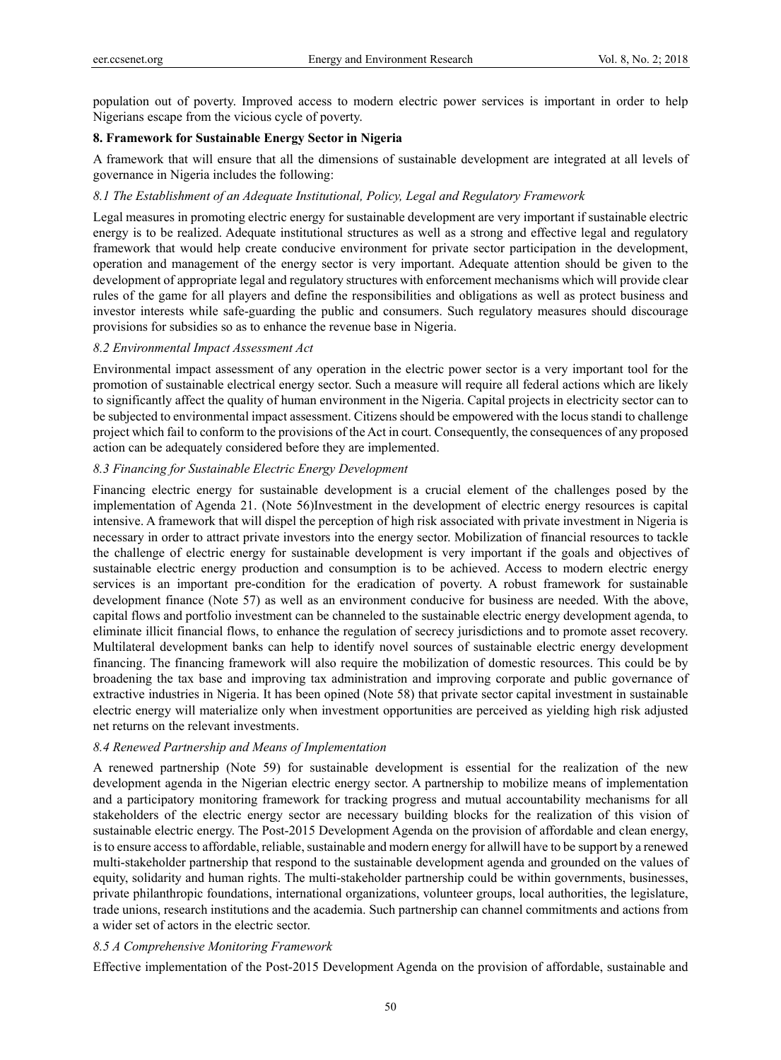population out of poverty. Improved access to modern electric power services is important in order to help Nigerians escape from the vicious cycle of poverty.

## 8. Framework for Sustainable Energy Sector in Nigeria

A framework that will ensure that all the dimensions of sustainable development are integrated at all levels of governance in Nigeria includes the following:

### *8.1 The Establishment of an Adequate Institutional, Policy, Legal and Regulatory Framework*

Legal measures in promoting electric energy for sustainable development are very important if sustainable electric energy is to be realized. Adequate institutional structures as well as a strong and effective legal and regulatory framework that would help create conducive environment for private sector participation in the development, operation and management of the energy sector is very important. Adequate attention should be given to the development of appropriate legal and regulatory structures with enforcement mechanisms which will provide clear rules of the game for all players and define the responsibilities and obligations as well as protect business and investor interests while safe-guarding the public and consumers. Such regulatory measures should discourage provisions for subsidies so as to enhance the revenue base in Nigeria.

### *8.2 Environmental Impact Assessment Act*

Environmental impact assessment of any operation in the electric power sector is a very important tool for the promotion of sustainable electrical energy sector. Such a measure will require all federal actions which are likely to significantly affect the quality of human environment in the Nigeria. Capital projects in electricity sector can to be subjected to environmental impact assessment. Citizens should be empowered with the locus standi to challenge project which fail to conform to the provisions of the Act in court. Consequently, the consequences of any proposed action can be adequately considered before they are implemented.

### *8.3 Financing for Sustainable Electric Energy Development*

Financing electric energy for sustainable development is a crucial element of the challenges posed by the implementation of Agenda 21. (Note 56)Investment in the development of electric energy resources is capital intensive. A framework that will dispel the perception of high risk associated with private investment in Nigeria is necessary in order to attract private investors into the energy sector. Mobilization of financial resources to tackle the challenge of electric energy for sustainable development is very important if the goals and objectives of sustainable electric energy production and consumption is to be achieved. Access to modern electric energy services is an important pre-condition for the eradication of poverty. A robust framework for sustainable development finance (Note 57) as well as an environment conducive for business are needed. With the above, capital flows and portfolio investment can be channeled to the sustainable electric energy development agenda, to eliminate illicit financial flows, to enhance the regulation of secrecy jurisdictions and to promote asset recovery. Multilateral development banks can help to identify novel sources of sustainable electric energy development financing. The financing framework will also require the mobilization of domestic resources. This could be by broadening the tax base and improving tax administration and improving corporate and public governance of extractive industries in Nigeria. It has been opined (Note 58) that private sector capital investment in sustainable electric energy will materialize only when investment opportunities are perceived as yielding high risk adjusted net returns on the relevant investments.

### *8.4 Renewed Partnership and Means of Implementation*

A renewed partnership (Note 59) for sustainable development is essential for the realization of the new development agenda in the Nigerian electric energy sector. A partnership to mobilize means of implementation and a participatory monitoring framework for tracking progress and mutual accountability mechanisms for all stakeholders of the electric energy sector are necessary building blocks for the realization of this vision of sustainable electric energy. The Post-2015 Development Agenda on the provision of affordable and clean energy, is to ensure access to affordable, reliable, sustainable and modern energy for allwill have to be support by a renewed multi-stakeholder partnership that respond to the sustainable development agenda and grounded on the values of equity, solidarity and human rights. The multi-stakeholder partnership could be within governments, businesses, private philanthropic foundations, international organizations, volunteer groups, local authorities, the legislature, trade unions, research institutions and the academia. Such partnership can channel commitments and actions from a wider set of actors in the electric sector.

### *8.5 A Comprehensive Monitoring Framework*

Effective implementation of the Post-2015 Development Agenda on the provision of affordable, sustainable and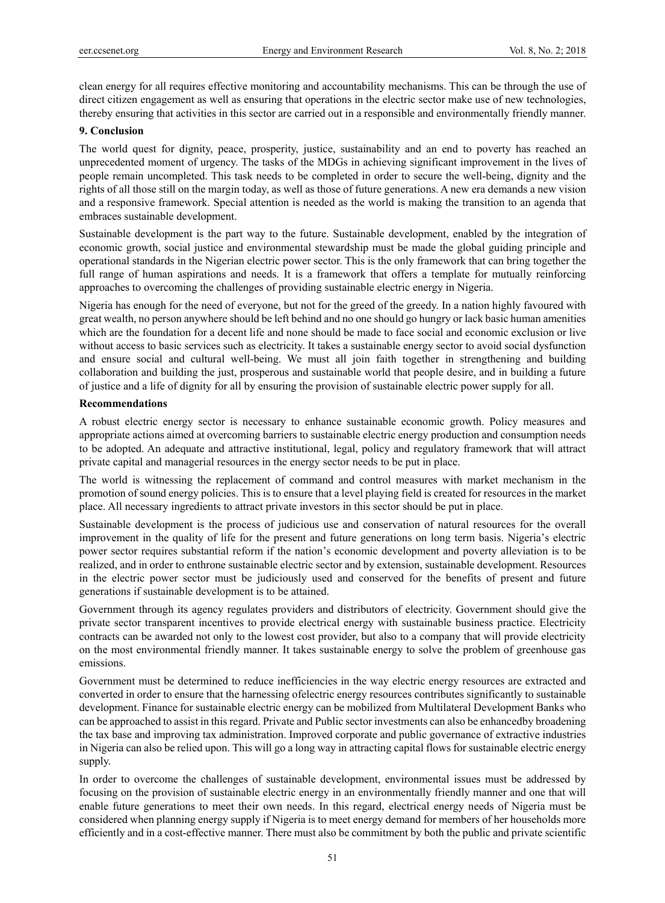clean energy for all requires effective monitoring and accountability mechanisms. This can be through the use of direct citizen engagement as well as ensuring that operations in the electric sector make use of new technologies, thereby ensuring that activities in this sector are carried out in a responsible and environmentally friendly manner.

## 9. Conclusion

The world quest for dignity, peace, prosperity, justice, sustainability and an end to poverty has reached an unprecedented moment of urgency. The tasks of the MDGs in achieving significant improvement in the lives of people remain uncompleted. This task needs to be completed in order to secure the well-being, dignity and the rights of all those still on the margin today, as well as those of future generations. A new era demands a new vision and a responsive framework. Special attention is needed as the world is making the transition to an agenda that embraces sustainable development.

Sustainable development is the part way to the future. Sustainable development, enabled by the integration of economic growth, social justice and environmental stewardship must be made the global guiding principle and operational standards in the Nigerian electric power sector. This is the only framework that can bring together the full range of human aspirations and needs. It is a framework that offers a template for mutually reinforcing approaches to overcoming the challenges of providing sustainable electric energy in Nigeria.

Nigeria has enough for the need of everyone, but not for the greed of the greedy. In a nation highly favoured with great wealth, no person anywhere should be left behind and no one should go hungry or lack basic human amenities which are the foundation for a decent life and none should be made to face social and economic exclusion or live without access to basic services such as electricity. It takes a sustainable energy sector to avoid social dysfunction and ensure social and cultural well-being. We must all join faith together in strengthening and building collaboration and building the just, prosperous and sustainable world that people desire, and in building a future of justice and a life of dignity for all by ensuring the provision of sustainable electric power supply for all.

**Recommendations**

A robust electric energy sector is necessary to enhance sustainable economic growth. Policy measures and appropriate actions aimed at overcoming barriers to sustainable electric energy production and consumption needs to be adopted. An adequate and attractive institutional, legal, policy and regulatory framework that will attract private capital and managerial resources in the energy sector needs to be put in place.

The world is witnessing the replacement of command and control measures with market mechanism in the promotion of sound energy policies. This is to ensure that a level playing field is created for resources in the market place. All necessary ingredients to attract private investors in this sector should be put in place.

Sustainable development is the process of judicious use and conservation of natural resources for the overall improvement in the quality of life for the present and future generations on long term basis. Nigeria's electric power sector requires substantial reform if the nation's economic development and poverty alleviation is to be realized, and in order to enthrone sustainable electric sector and by extension, sustainable development. Resources in the electric power sector must be judiciously used and conserved for the benefits of present and future generations if sustainable development is to be attained.

Government through its agency regulates providers and distributors of electricity. Government should give the private sector transparent incentives to provide electrical energy with sustainable business practice. Electricity contracts can be awarded not only to the lowest cost provider, but also to a company that will provide electricity on the most environmental friendly manner. It takes sustainable energy to solve the problem of greenhouse gas emissions.

Government must be determined to reduce inefficiencies in the way electric energy resources are extracted and converted in order to ensure that the harnessing ofelectric energy resources contributes significantly to sustainable development. Finance for sustainable electric energy can be mobilized from Multilateral Development Banks who can be approached to assist in this regard. Private and Public sector investments can also be enhancedby broadening the tax base and improving tax administration. Improved corporate and public governance of extractive industries in Nigeria can also be relied upon. This will go a long way in attracting capital flows for sustainable electric energy supply.

In order to overcome the challenges of sustainable development, environmental issues must be addressed by focusing on the provision of sustainable electric energy in an environmentally friendly manner and one that will enable future generations to meet their own needs. In this regard, electrical energy needs of Nigeria must be considered when planning energy supply if Nigeria is to meet energy demand for members of her households more efficiently and in a cost-effective manner. There must also be commitment by both the public and private scientific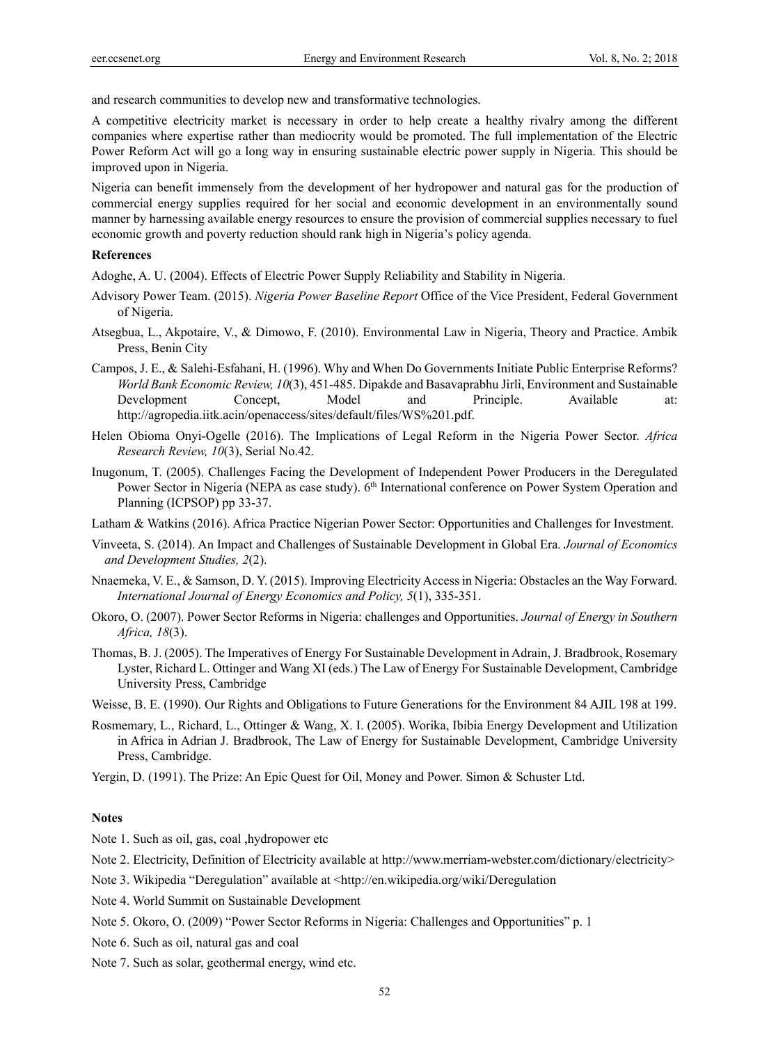and research communities to develop new and transformative technologies.

A competitive electricity market is necessary in order to help create a healthy rivalry among the different companies where expertise rather than mediocrity would be promoted. The full implementation of the Electric Power Reform Act will go a long way in ensuring sustainable electric power supply in Nigeria. This should be improved upon in Nigeria.

Nigeria can benefit immensely from the development of her hydropower and natural gas for the production of commercial energy supplies required for her social and economic development in an environmentally sound manner by harnessing available energy resources to ensure the provision of commercial supplies necessary to fuel economic growth and poverty reduction should rank high in Nigeria's policy agenda.

**References**

Adoghe, A. U. (2004). Effects of Electric Power Supply Reliability and Stability in Nigeria.

Advisory Power Team. (2015). *Nigeria Power Baseline Report* Office of the Vice President, Federal Government of Nigeria.

Atsegbua, L., Akpotaire, V., & Dimowo, F. (2010). Environmental Law in Nigeria, Theory and Practice. Ambik Press, Benin City

Campos, J. E., & Salehi-Esfahani, H. (1996). Why and When Do Governments Initiate Public Enterprise Reforms? *World Bank Economic Review, 10*(3), 451-485. Dipakde and Basavaprabhu Jirli, Environment and Sustainable Development Concept, Model and Principle. Available at: http://agropedia.iitk.acin/openaccess/sites/default/files/WS%201.pdf.

Helen Obioma Onyi-Ogelle (2016). The Implications of Legal Reform in the Nigeria Power Sector. *Africa Research Review, 10*(3), Serial No.42.

Inugonum, T. (2005). Challenges Facing the Development of Independent Power Producers in the Deregulated Power Sector in Nigeria (NEPA as case study). 6th International conference on Power System Operation and Planning (ICPSOP) pp 33-37.

Latham & Watkins (2016). Africa Practice Nigerian Power Sector: Opportunities and Challenges for Investment.

Vinveeta, S. (2014). An Impact and Challenges of Sustainable Development in Global Era. *Journal of Economics and Development Studies, 2*(2).

Nnaemeka, V. E., & Samson, D. Y. (2015). Improving Electricity Access in Nigeria: Obstacles an the Way Forward. *International Journal of Energy Economics and Policy, 5*(1), 335-351.

Okoro, O. (2007). Power Sector Reforms in Nigeria: challenges and Opportunities. *Journal of Energy in Southern Africa, 18*(3).

Thomas, B. J. (2005). The Imperatives of Energy For Sustainable Development in Adrain, J. Bradbrook, Rosemary Lyster, Richard L. Ottinger and Wang XI (eds.) The Law of Energy For Sustainable Development, Cambridge University Press, Cambridge

Weisse, B. E. (1990). Our Rights and Obligations to Future Generations for the Environment 84 AJIL 198 at 199.

Rosmemary, L., Richard, L., Ottinger & Wang, X. I. (2005). Worika, Ibibia Energy Development and Utilization in Africa in Adrian J. Bradbrook, The Law of Energy for Sustainable Development, Cambridge University Press, Cambridge.

Yergin, D. (1991). The Prize: An Epic Quest for Oil, Money and Power. Simon & Schuster Ltd.

**Notes**

Note 1. Such as oil, gas, coal ,hydropower etc

Note 2. Electricity, Definition of Electricity available at http://www.merriam-webster.com/dictionary/electricity>

Note 3. Wikipedia "Deregulation" available at <http://en.wikipedia.org/wiki/Deregulation

Note 4. World Summit on Sustainable Development

Note 5. Okoro, O. (2009) "Power Sector Reforms in Nigeria: Challenges and Opportunities" p. 1

Note 6. Such as oil, natural gas and coal

Note 7. Such as solar, geothermal energy, wind etc.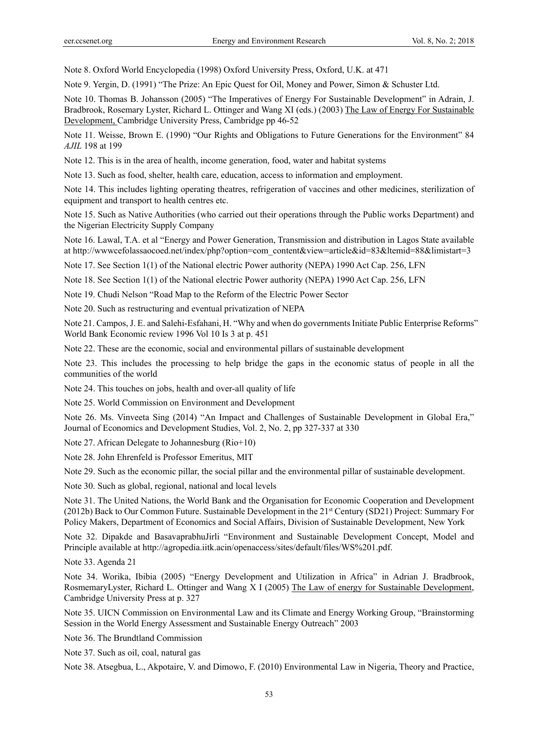Note 8. Oxford World Encyclopedia (1998) Oxford University Press, Oxford, U.K. at 471

Note 9. Yergin, D. (1991) "The Prize: An Epic Quest for Oil, Money and Power, Simon & Schuster Ltd.

Note 10. Thomas B. Johansson (2005) "The Imperatives of Energy For Sustainable Development" in Adrain, J. Bradbrook, Rosemary Lyster, Richard L. Ottinger and Wang XI (eds.) (2003) The Law of Energy For Sustainable Development, Cambridge University Press, Cambridge pp 46-52

Note 11. Weisse, Brown E. (1990) "Our Rights and Obligations to Future Generations for the Environment" 84 *AJIL* 198 at 199

Note 12. This is in the area of health, income generation, food, water and habitat systems

Note 13. Such as food, shelter, health care, education, access to information and employment.

Note 14. This includes lighting operating theatres, refrigeration of vaccines and other medicines, sterilization of equipment and transport to health centres etc.

Note 15. Such as Native Authorities (who carried out their operations through the Public works Department) and the Nigerian Electricity Supply Company

Note 16. Lawal, T.A. et al "Energy and Power Generation, Transmission and distribution in Lagos State available at http://wwwcefolassaocoed.net/index/php?option=com_content&view=article&id=83&ltemid=88&limistart=3

Note 17. See Section 1(1) of the National electric Power authority (NEPA) 1990 Act Cap. 256, LFN

Note 18. See Section 1(1) of the National electric Power authority (NEPA) 1990 Act Cap. 256, LFN

Note 19. Chudi Nelson "Road Map to the Reform of the Electric Power Sector

Note 20. Such as restructuring and eventual privatization of NEPA

Note 21. Campos, J. E. and Salehi-Esfahani, H. "Why and when do governments Initiate Public Enterprise Reforms" World Bank Economic review 1996 Vol 10 Is 3 at p. 451

Note 22. These are the economic, social and environmental pillars of sustainable development

Note 23. This includes the processing to help bridge the gaps in the economic status of people in all the communities of the world

Note 24. This touches on jobs, health and over-all quality of life

Note 25. World Commission on Environment and Development

Note 26. Ms. Vinveeta Sing (2014) "An Impact and Challenges of Sustainable Development in Global Era," Journal of Economics and Development Studies, Vol. 2, No. 2, pp 327-337 at 330

Note 27. African Delegate to Johannesburg (Rio+10)

Note 28. John Ehrenfeld is Professor Emeritus, MIT

Note 29. Such as the economic pillar, the social pillar and the environmental pillar of sustainable development.

Note 30. Such as global, regional, national and local levels

Note 31. The United Nations, the World Bank and the Organisation for Economic Cooperation and Development (2012b) Back to Our Common Future. Sustainable Development in the 21st Century (SD21) Project: Summary For Policy Makers, Department of Economics and Social Affairs, Division of Sustainable Development, New York

Note 32. Dipakde and BasavaprabhuJirli "Environment and Sustainable Development Concept, Model and Principle available at http://agropedia.iitk.acin/openaccess/sites/default/files/WS%201.pdf.

Note 33. Agenda 21

Note 34. Worika, Ibibia (2005) "Energy Development and Utilization in Africa" in Adrian J. Bradbrook, RosmemaryLyster, Richard L. Ottinger and Wang X I (2005) The Law of energy for Sustainable Development, Cambridge University Press at p. 327

Note 35. UICN Commission on Environmental Law and its Climate and Energy Working Group, "Brainstorming Session in the World Energy Assessment and Sustainable Energy Outreach" 2003

Note 36. The Brundtland Commission

Note 37. Such as oil, coal, natural gas

Note 38. Atsegbua, L., Akpotaire, V. and Dimowo, F. (2010) Environmental Law in Nigeria, Theory and Practice,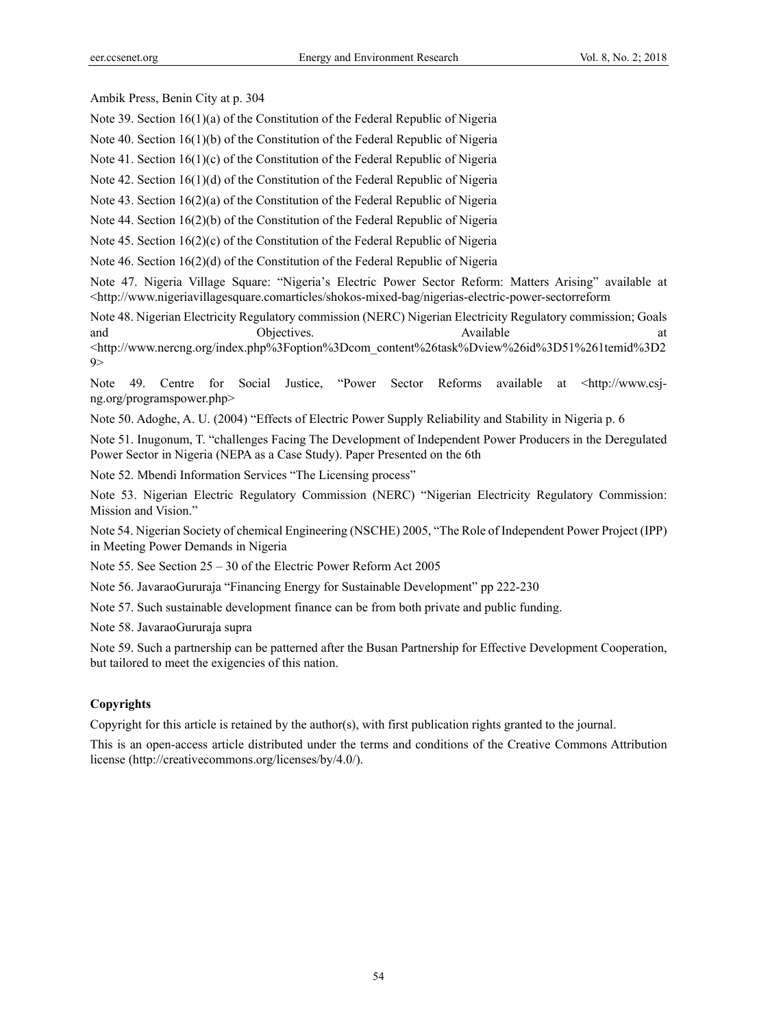Ambik Press, Benin City at p. 304

Note 39. Section 16(1)(a) of the Constitution of the Federal Republic of Nigeria

Note 40. Section 16(1)(b) of the Constitution of the Federal Republic of Nigeria

Note 41. Section 16(1)(c) of the Constitution of the Federal Republic of Nigeria

Note 42. Section 16(1)(d) of the Constitution of the Federal Republic of Nigeria

Note 43. Section 16(2)(a) of the Constitution of the Federal Republic of Nigeria

Note 44. Section 16(2)(b) of the Constitution of the Federal Republic of Nigeria

Note 45. Section 16(2)(c) of the Constitution of the Federal Republic of Nigeria

Note 46. Section 16(2)(d) of the Constitution of the Federal Republic of Nigeria

Note 47. Nigeria Village Square: "Nigeria's Electric Power Sector Reform: Matters Arising" available at <http://www.nigeriavillagesquare.comarticles/shokos-mixed-bag/nigerias-electric-power-sectorreform

Note 48. Nigerian Electricity Regulatory commission (NERC) Nigerian Electricity Regulatory commission; Goals and Objectives. Available at <http://www.nercng.org/index.php%3Foption%3Dcom_content%26task%Dview%26id%3D51%261temid%3D29>

Note 49. Centre for Social Justice, "Power Sector Reforms available at <http://www.csj-ng.org/programspower.php>

Note 50. Adoghe, A. U. (2004) "Effects of Electric Power Supply Reliability and Stability in Nigeria p. 6

Note 51. Inugonum, T. "challenges Facing The Development of Independent Power Producers in the Deregulated Power Sector in Nigeria (NEPA as a Case Study). Paper Presented on the 6th

Note 52. Mbendi Information Services "The Licensing process"

Note 53. Nigerian Electric Regulatory Commission (NERC) "Nigerian Electricity Regulatory Commission: Mission and Vision."

Note 54. Nigerian Society of chemical Engineering (NSCHE) 2005, "The Role of Independent Power Project (IPP) in Meeting Power Demands in Nigeria

Note 55. See Section 25 – 30 of the Electric Power Reform Act 2005

Note 56. JavaraoGururaja "Financing Energy for Sustainable Development" pp 222-230

Note 57. Such sustainable development finance can be from both private and public funding.

Note 58. JavaraoGururaja supra

Note 59. Such a partnership can be patterned after the Busan Partnership for Effective Development Cooperation, but tailored to meet the exigencies of this nation.

## Copyrights

Copyright for this article is retained by the author(s), with first publication rights granted to the journal.

This is an open-access article distributed under the terms and conditions of the Creative Commons Attribution license (http://creativecommons.org/licenses/by/4.0/).